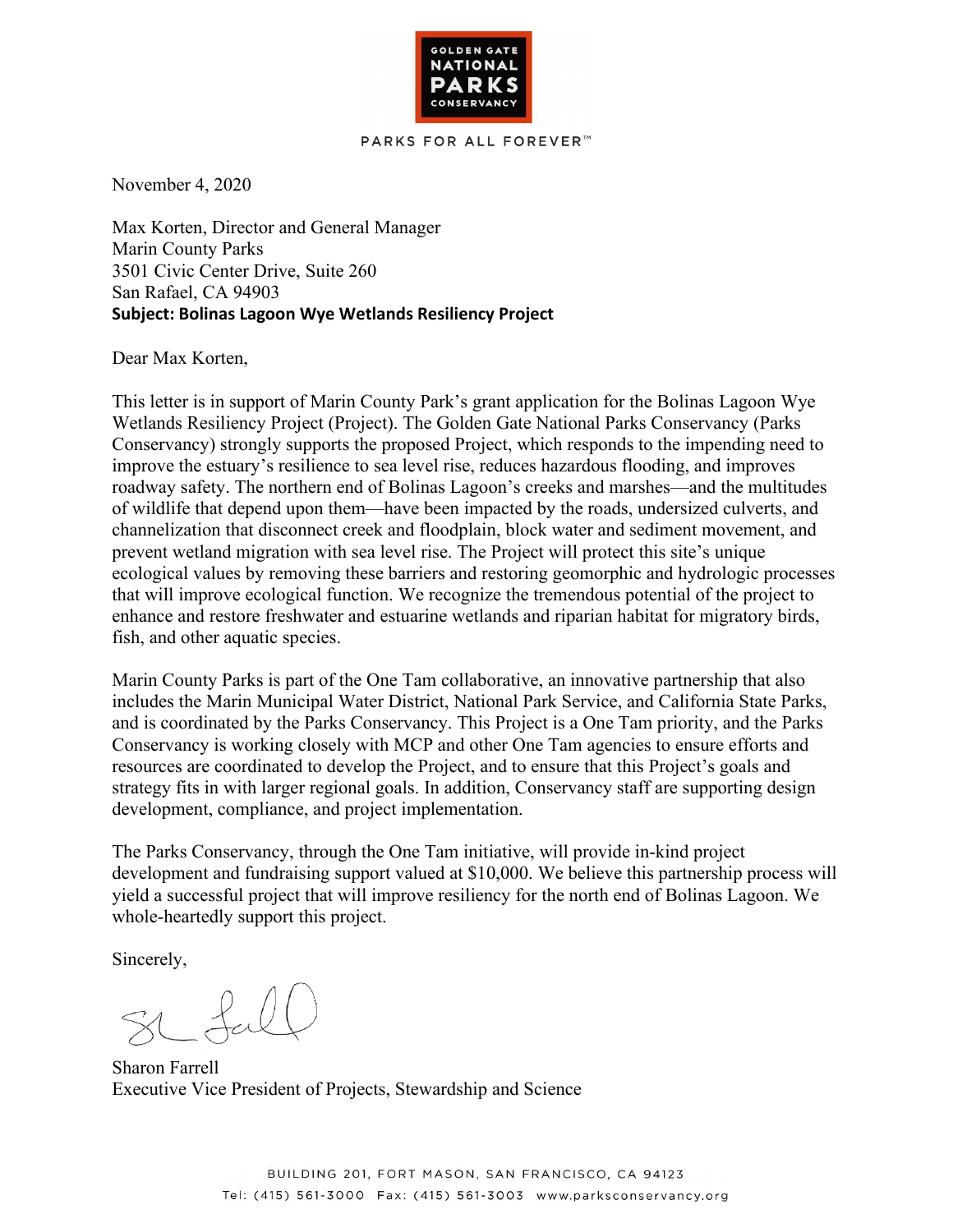GOLDEN GATE NATIONAL PARKS CONSERVANCY

PARKS FOR ALL FOREVER™

November 4, 2020

Max Korten, Director and General Manager
Marin County Parks
3501 Civic Center Drive, Suite 260
San Rafael, CA 94903
**Subject: Bolinas Lagoon Wye Wetlands Resiliency Project**

Dear Max Korten,

This letter is in support of Marin County Park's grant application for the Bolinas Lagoon Wye Wetlands Resiliency Project (Project). The Golden Gate National Parks Conservancy (Parks Conservancy) strongly supports the proposed Project, which responds to the impending need to improve the estuary's resilience to sea level rise, reduces hazardous flooding, and improves roadway safety. The northern end of Bolinas Lagoon's creeks and marshes—and the multitudes of wildlife that depend upon them—have been impacted by the roads, undersized culverts, and channelization that disconnect creek and floodplain, block water and sediment movement, and prevent wetland migration with sea level rise. The Project will protect this site's unique ecological values by removing these barriers and restoring geomorphic and hydrologic processes that will improve ecological function. We recognize the tremendous potential of the project to enhance and restore freshwater and estuarine wetlands and riparian habitat for migratory birds, fish, and other aquatic species.

Marin County Parks is part of the One Tam collaborative, an innovative partnership that also includes the Marin Municipal Water District, National Park Service, and California State Parks, and is coordinated by the Parks Conservancy. This Project is a One Tam priority, and the Parks Conservancy is working closely with MCP and other One Tam agencies to ensure efforts and resources are coordinated to develop the Project, and to ensure that this Project's goals and strategy fits in with larger regional goals. In addition, Conservancy staff are supporting design development, compliance, and project implementation.

The Parks Conservancy, through the One Tam initiative, will provide in-kind project development and fundraising support valued at $10,000. We believe this partnership process will yield a successful project that will improve resiliency for the north end of Bolinas Lagoon. We whole-heartedly support this project.

Sincerely,

Sharon Farrell
Executive Vice President of Projects, Stewardship and Science

BUILDING 201, FORT MASON, SAN FRANCISCO, CA 94123
Tel: (415) 561-3000 Fax: (415) 561-3003 www.parksconservancy.org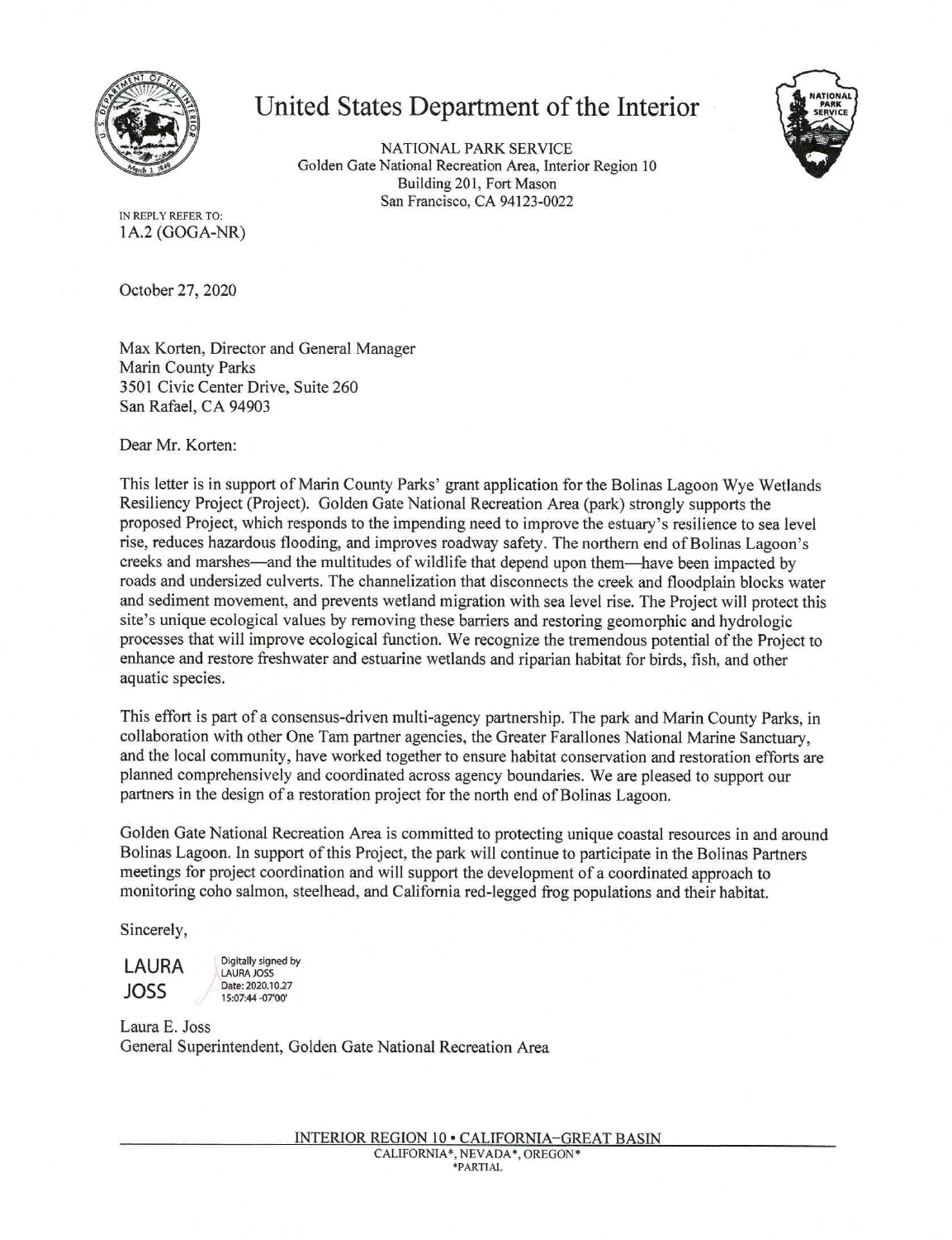# United States Department of the Interior

NATIONAL PARK SERVICE
Golden Gate National Recreation Area, Interior Region 10
Building 201, Fort Mason
San Francisco, CA 94123-0022

IN REPLY REFER TO:
1A.2 (GOGA-NR)

October 27, 2020

Max Korten, Director and General Manager
Marin County Parks
3501 Civic Center Drive, Suite 260
San Rafael, CA 94903

Dear Mr. Korten:

This letter is in support of Marin County Parks' grant application for the Bolinas Lagoon Wye Wetlands Resiliency Project (Project). Golden Gate National Recreation Area (park) strongly supports the proposed Project, which responds to the impending need to improve the estuary's resilience to sea level rise, reduces hazardous flooding, and improves roadway safety. The northern end of Bolinas Lagoon's creeks and marshes—and the multitudes of wildlife that depend upon them—have been impacted by roads and undersized culverts. The channelization that disconnects the creek and floodplain blocks water and sediment movement, and prevents wetland migration with sea level rise. The Project will protect this site's unique ecological values by removing these barriers and restoring geomorphic and hydrologic processes that will improve ecological function. We recognize the tremendous potential of the Project to enhance and restore freshwater and estuarine wetlands and riparian habitat for birds, fish, and other aquatic species.

This effort is part of a consensus-driven multi-agency partnership. The park and Marin County Parks, in collaboration with other One Tam partner agencies, the Greater Farallones National Marine Sanctuary, and the local community, have worked together to ensure habitat conservation and restoration efforts are planned comprehensively and coordinated across agency boundaries. We are pleased to support our partners in the design of a restoration project for the north end of Bolinas Lagoon.

Golden Gate National Recreation Area is committed to protecting unique coastal resources in and around Bolinas Lagoon. In support of this Project, the park will continue to participate in the Bolinas Partners meetings for project coordination and will support the development of a coordinated approach to monitoring coho salmon, steelhead, and California red-legged frog populations and their habitat.

Sincerely,

LAURA JOSS — Digitally signed by LAURA JOSS Date: 2020.10.27 15:07:44 -07'00'

Laura E. Joss
General Superintendent, Golden Gate National Recreation Area

INTERIOR REGION 10 • CALIFORNIA–GREAT BASIN
CALIFORNIA*, NEVADA*, OREGON*
*PARTIAL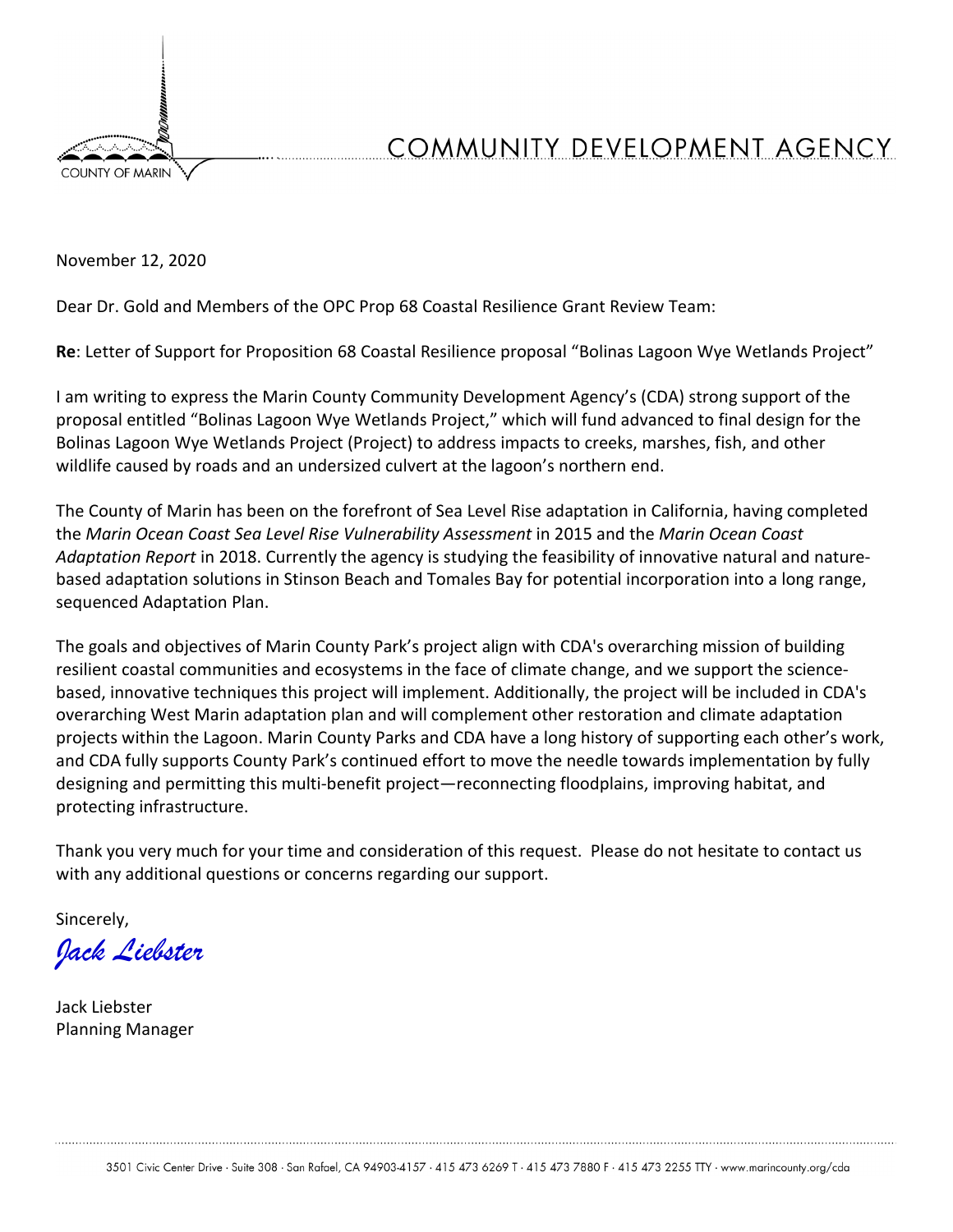COUNTY OF MARIN

COMMUNITY DEVELOPMENT AGENCY

November 12, 2020

Dear Dr. Gold and Members of the OPC Prop 68 Coastal Resilience Grant Review Team:

**Re**: Letter of Support for Proposition 68 Coastal Resilience proposal "Bolinas Lagoon Wye Wetlands Project"

I am writing to express the Marin County Community Development Agency's (CDA) strong support of the proposal entitled "Bolinas Lagoon Wye Wetlands Project," which will fund advanced to final design for the Bolinas Lagoon Wye Wetlands Project (Project) to address impacts to creeks, marshes, fish, and other wildlife caused by roads and an undersized culvert at the lagoon's northern end.

The County of Marin has been on the forefront of Sea Level Rise adaptation in California, having completed the *Marin Ocean Coast Sea Level Rise Vulnerability Assessment* in 2015 and the *Marin Ocean Coast Adaptation Report* in 2018. Currently the agency is studying the feasibility of innovative natural and nature-based adaptation solutions in Stinson Beach and Tomales Bay for potential incorporation into a long range, sequenced Adaptation Plan.

The goals and objectives of Marin County Park's project align with CDA's overarching mission of building resilient coastal communities and ecosystems in the face of climate change, and we support the science-based, innovative techniques this project will implement. Additionally, the project will be included in CDA's overarching West Marin adaptation plan and will complement other restoration and climate adaptation projects within the Lagoon. Marin County Parks and CDA have a long history of supporting each other's work, and CDA fully supports County Park's continued effort to move the needle towards implementation by fully designing and permitting this multi-benefit project—reconnecting floodplains, improving habitat, and protecting infrastructure.

Thank you very much for your time and consideration of this request. Please do not hesitate to contact us with any additional questions or concerns regarding our support.

Sincerely,

*Jack Liebster*

Jack Liebster
Planning Manager

3501 Civic Center Drive · Suite 308 · San Rafael, CA 94903-4157 · 415 473 6269 T · 415 473 7880 F · 415 473 2255 TTY · www.marincounty.org/cda